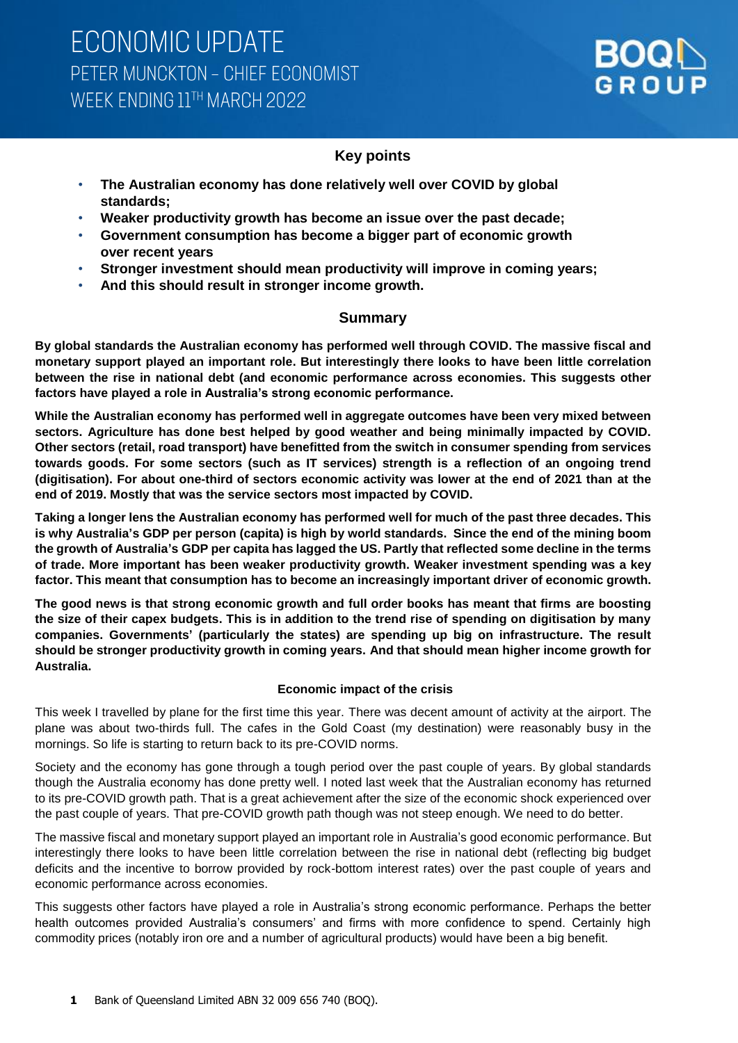# ECONOMIC UPDATE

## PETER MUNCKTON – CHIEF ECONOMIST

## WEEK ENDING 11TH MARCH 2022

BOQ GROUP

### Key points

- **The Australian economy has done relatively well over COVID by global standards;**
- **Weaker productivity growth has become an issue over the past decade;**
- **Government consumption has become a bigger part of economic growth over recent years**
- **Stronger investment should mean productivity will improve in coming years;**
- **And this should result in stronger income growth.**

### Summary

**By global standards the Australian economy has performed well through COVID. The massive fiscal and monetary support played an important role. But interestingly there looks to have been little correlation between the rise in national debt (and economic performance across economies. This suggests other factors have played a role in Australia's strong economic performance.**

**While the Australian economy has performed well in aggregate outcomes have been very mixed between sectors. Agriculture has done best helped by good weather and being minimally impacted by COVID. Other sectors (retail, road transport) have benefitted from the switch in consumer spending from services towards goods. For some sectors (such as IT services) strength is a reflection of an ongoing trend (digitisation). For about one-third of sectors economic activity was lower at the end of 2021 than at the end of 2019. Mostly that was the service sectors most impacted by COVID.**

**Taking a longer lens the Australian economy has performed well for much of the past three decades. This is why Australia's GDP per person (capita) is high by world standards. Since the end of the mining boom the growth of Australia's GDP per capita has lagged the US. Partly that reflected some decline in the terms of trade. More important has been weaker productivity growth. Weaker investment spending was a key factor. This meant that consumption has to become an increasingly important driver of economic growth.**

**The good news is that strong economic growth and full order books has meant that firms are boosting the size of their capex budgets. This is in addition to the trend rise of spending on digitisation by many companies. Governments' (particularly the states) are spending up big on infrastructure. The result should be stronger productivity growth in coming years. And that should mean higher income growth for Australia.**

#### Economic impact of the crisis

This week I travelled by plane for the first time this year. There was decent amount of activity at the airport. The plane was about two-thirds full. The cafes in the Gold Coast (my destination) were reasonably busy in the mornings. So life is starting to return back to its pre-COVID norms.

Society and the economy has gone through a tough period over the past couple of years. By global standards though the Australia economy has done pretty well. I noted last week that the Australian economy has returned to its pre-COVID growth path. That is a great achievement after the size of the economic shock experienced over the past couple of years. That pre-COVID growth path though was not steep enough. We need to do better.

The massive fiscal and monetary support played an important role in Australia's good economic performance. But interestingly there looks to have been little correlation between the rise in national debt (reflecting big budget deficits and the incentive to borrow provided by rock-bottom interest rates) over the past couple of years and economic performance across economies.

This suggests other factors have played a role in Australia's strong economic performance. Perhaps the better health outcomes provided Australia's consumers' and firms with more confidence to spend. Certainly high commodity prices (notably iron ore and a number of agricultural products) would have been a big benefit.

Bank of Queensland Limited ABN 32 009 656 740 (BOQ).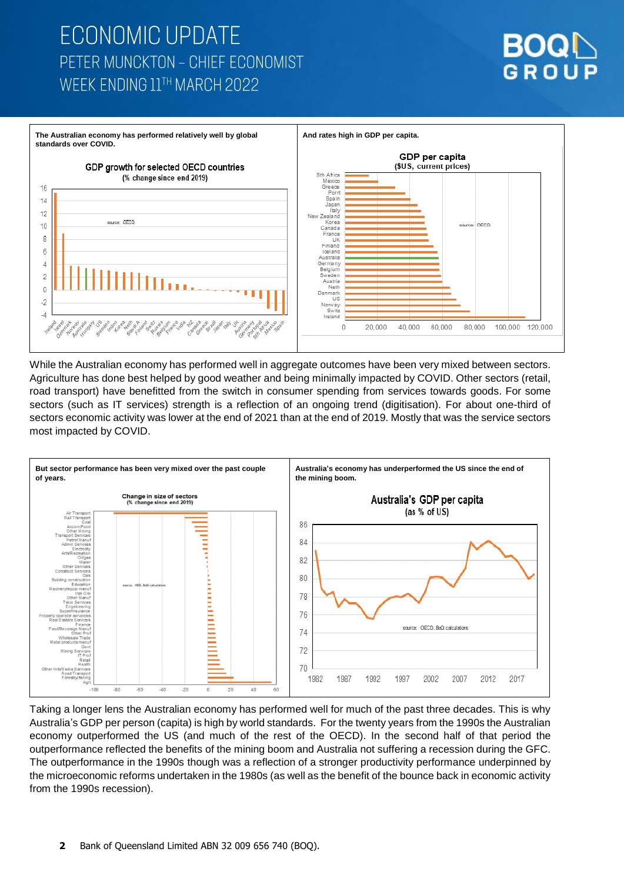# ECONOMIC UPDATE

## PETER MUNCKTON – CHIEF ECONOMIST

## WEEK ENDING 11TH MARCH 2022

**The Australian economy has performed relatively well by global standards over COVID.**

GDP growth for selected OECD countries
(% change since end 2019)

16
14
12
10
8
6
4
2
0
-2
-4

source: OECD

Ireland, Israel, Denmark, Norway, Australia, Hungary, US, Sweden, Indon, Korea, Neth, Saudi A, Finland, Switz, Russia, Belgium, France, India, NZ, Canada, Greece, Brazil, Japan, Italy, UK, Austria, Germany, Portugal, Sth Africa, Mexico, Spain

**And rates high in GDP per capita.**

GDP per capita
($US, current prices)

Sth Africa, Mexico, Greece, Portt, Spain, Japan, Italy, New Zealand, Korea, Canada, France, UK, Finland, Iceland, Australia, Germany, Belgium, Sweden, Austria, Neth, Denmark, US, Norway, Switz, Ireland

source: OECD

0, 20,000, 40,000, 60,000, 80,000, 100,000, 120,000

While the Australian economy has performed well in aggregate outcomes have been very mixed between sectors. Agriculture has done best helped by good weather and being minimally impacted by COVID. Other sectors (retail, road transport) have benefitted from the switch in consumer spending from services towards goods. For some sectors (such as IT services) strength is a reflection of an ongoing trend (digitisation). For about one-third of sectors economic activity was lower at the end of 2021 than at the end of 2019. Mostly that was the service sectors most impacted by COVID.

**But sector performance has been very mixed over the past couple of years.**

Change in size of sectors
(% change since end 2019)

Air Transport, Rail Transport, Coal, Accom/Food, Other Mining, Transport Services, Petrol Manuf, Admin Services, Electricity, Arts/Recreation, Oil/gas, Water, Other Services, Construct Services, Gas, Building construction, Education, Machinery/equip manuf, Iron Ore, Other Manuf, Telco Services, Engineering, Super/insurance, Property operator servoices, Real Estate Services, Finance, Food/Beverage Manuf, Other Prof, Wholesale Trade, Metal products manuf, Govt, Mining Services, IT Prof, Retail, Health, Other Info/Media Services, Road Transport, Forestry/fishing, Agri

source: ABS, BoQ calculations

-100, -80, -60, -40, -20, 0, 20, 40, 60

**Australia's economy has underperformed the US since the end of the mining boom.**

Australia's GDP per capita
(as % of US)

86
84
82
80
78
76
74
72
70

source: OECD, BoQ calculations

1982, 1987, 1992, 1997, 2002, 2007, 2012, 2017

Taking a longer lens the Australian economy has performed well for much of the past three decades. This is why Australia's GDP per person (capita) is high by world standards. For the twenty years from the 1990s the Australian economy outperformed the US (and much of the rest of the OECD). In the second half of that period the outperformance reflected the benefits of the mining boom and Australia not suffering a recession during the GFC. The outperformance in the 1990s though was a reflection of a stronger productivity performance underpinned by the microeconomic reforms undertaken in the 1980s (as well as the benefit of the bounce back in economic activity from the 1990s recession).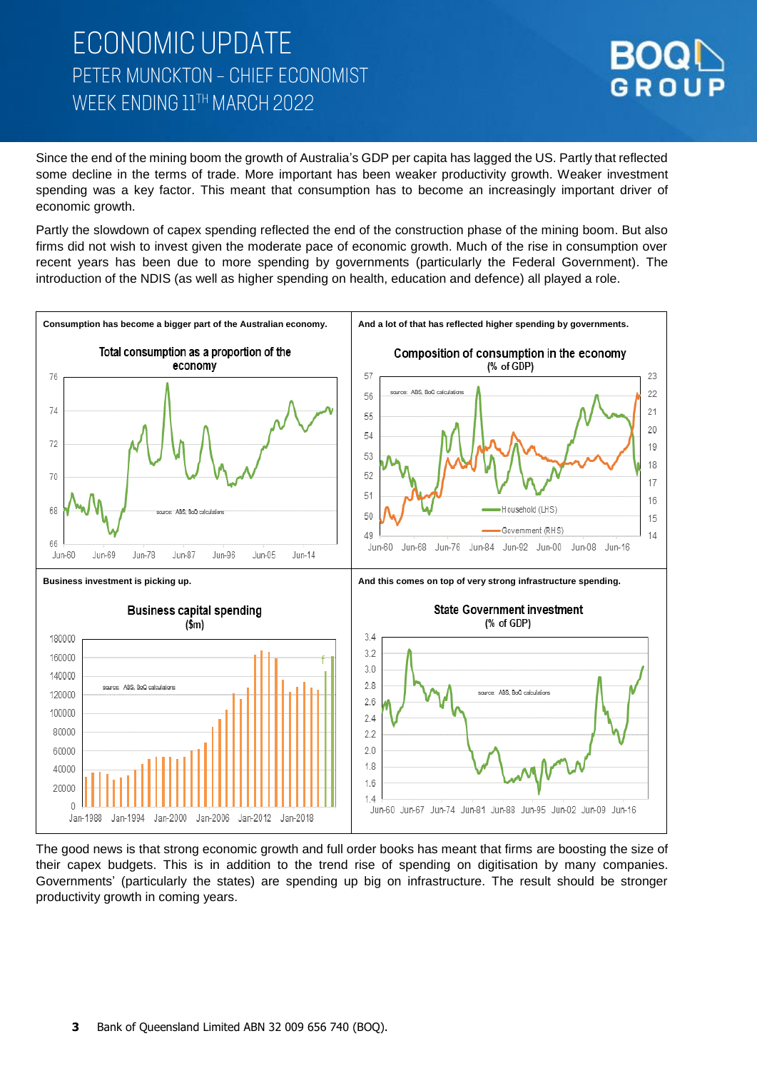# ECONOMIC UPDATE

## PETER MUNCKTON – CHIEF ECONOMIST

## WEEK ENDING 11TH MARCH 2022

Since the end of the mining boom the growth of Australia's GDP per capita has lagged the US. Partly that reflected some decline in the terms of trade. More important has been weaker productivity growth. Weaker investment spending was a key factor. This meant that consumption has to become an increasingly important driver of economic growth.

Partly the slowdown of capex spending reflected the end of the construction phase of the mining boom. But also firms did not wish to invest given the moderate pace of economic growth. Much of the rise in consumption over recent years has been due to more spending by governments (particularly the Federal Government). The introduction of the NDIS (as well as higher spending on health, education and defence) all played a role.

**Consumption has become a bigger part of the Australian economy.**

Total consumption as a proportion of the economy

76
74
72
70
68
66

Jun-60 Jun-69 Jun-78 Jun-87 Jun-96 Jun-05 Jun-14

source: ABS, BoQ calculations

**And a lot of that has reflected higher spending by governments.**

Composition of consumption in the economy
(% of GDP)

57
56
55
54
53
52
51
50
49

23
22
21
20
19
18
17
16
15
14

source: ABS, BoQ calculations

Household (LHS)
Government (RHS)

Jun-60 Jun-68 Jun-76 Jun-84 Jun-92 Jun-00 Jun-08 Jun-16

**Business investment is picking up.**

Business capital spending
($m)

180000
160000
140000
120000
100000
80000
60000
40000
20000
0

source: ABS, BoQ calculations

f

Jan-1988 Jan-1994 Jan-2000 Jan-2006 Jan-2012 Jan-2018

**And this comes on top of very strong infrastructure spending.**

State Government investment
(% of GDP)

3.4
3.2
3.0
2.8
2.6
2.4
2.2
2.0
1.8
1.6
1.4

source: ABS, BoQ calculations

Jun-60 Jun-67 Jun-74 Jun-81 Jun-88 Jun-95 Jun-02 Jun-09 Jun-16

The good news is that strong economic growth and full order books has meant that firms are boosting the size of their capex budgets. This is in addition to the trend rise of spending on digitisation by many companies. Governments' (particularly the states) are spending up big on infrastructure. The result should be stronger productivity growth in coming years.

Bank of Queensland Limited ABN 32 009 656 740 (BOQ).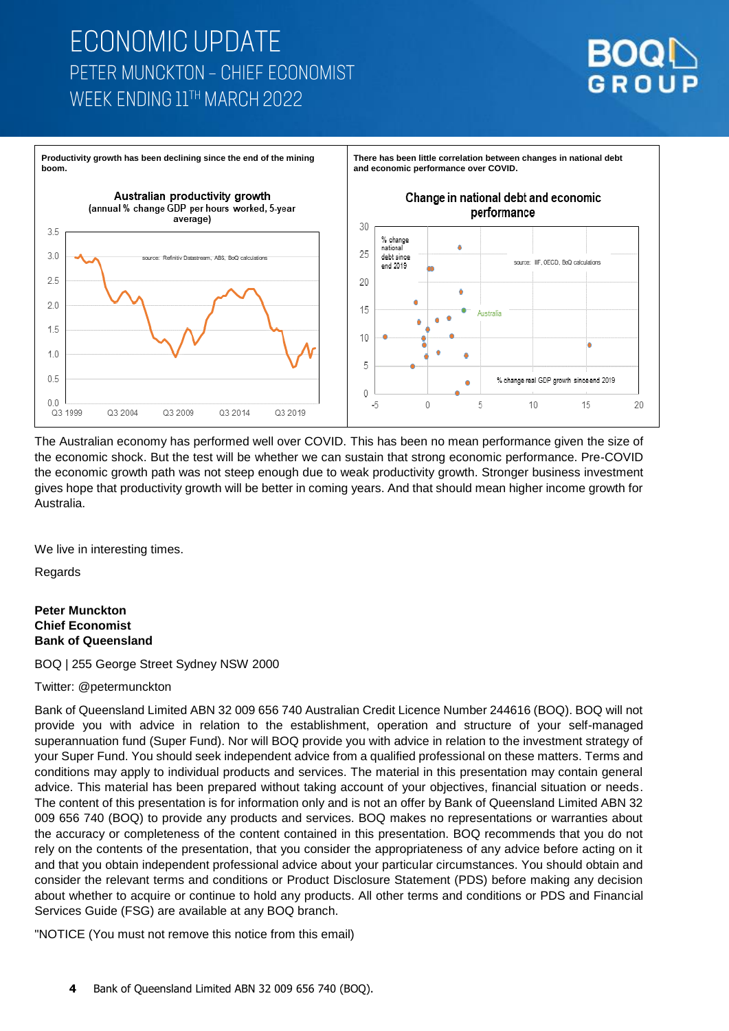# ECONOMIC UPDATE

## PETER MUNCKTON – CHIEF ECONOMIST

## WEEK ENDING 11TH MARCH 2022

**Productivity growth has been declining since the end of the mining boom.**

Australian productivity growth
(annual % change GDP per hours worked, 5-year average)

source: Refinitiv Datastream, ABS, BoQ calculations

3.5
3.0
2.5
2.0
1.5
1.0
0.5
0.0

Q3 1999
Q3 2004
Q3 2009
Q3 2014
Q3 2019

**There has been little correlation between changes in national debt and economic performance over COVID.**

Change in national debt and economic performance

% change national debt since end 2019

source: IIF, OECD, BoQ calculations

Australia

% change real GDP growth since end 2019

30
25
20
15
10
5
0

-5
0
5
10
15
20

The Australian economy has performed well over COVID. This has been no mean performance given the size of the economic shock. But the test will be whether we can sustain that strong economic performance. Pre-COVID the economic growth path was not steep enough due to weak productivity growth. Stronger business investment gives hope that productivity growth will be better in coming years. And that should mean higher income growth for Australia.

We live in interesting times.

Regards

**Peter Munckton**
**Chief Economist**
**Bank of Queensland**

BOQ | 255 George Street Sydney NSW 2000

Twitter: @petermunckton

Bank of Queensland Limited ABN 32 009 656 740 Australian Credit Licence Number 244616 (BOQ). BOQ will not provide you with advice in relation to the establishment, operation and structure of your self-managed superannuation fund (Super Fund). Nor will BOQ provide you with advice in relation to the investment strategy of your Super Fund. You should seek independent advice from a qualified professional on these matters. Terms and conditions may apply to individual products and services. The material in this presentation may contain general advice. This material has been prepared without taking account of your objectives, financial situation or needs. The content of this presentation is for information only and is not an offer by Bank of Queensland Limited ABN 32 009 656 740 (BOQ) to provide any products and services. BOQ makes no representations or warranties about the accuracy or completeness of the content contained in this presentation. BOQ recommends that you do not rely on the contents of the presentation, that you consider the appropriateness of any advice before acting on it and that you obtain independent professional advice about your particular circumstances. You should obtain and consider the relevant terms and conditions or Product Disclosure Statement (PDS) before making any decision about whether to acquire or continue to hold any products. All other terms and conditions or PDS and Financial Services Guide (FSG) are available at any BOQ branch.

"NOTICE (You must not remove this notice from this email)